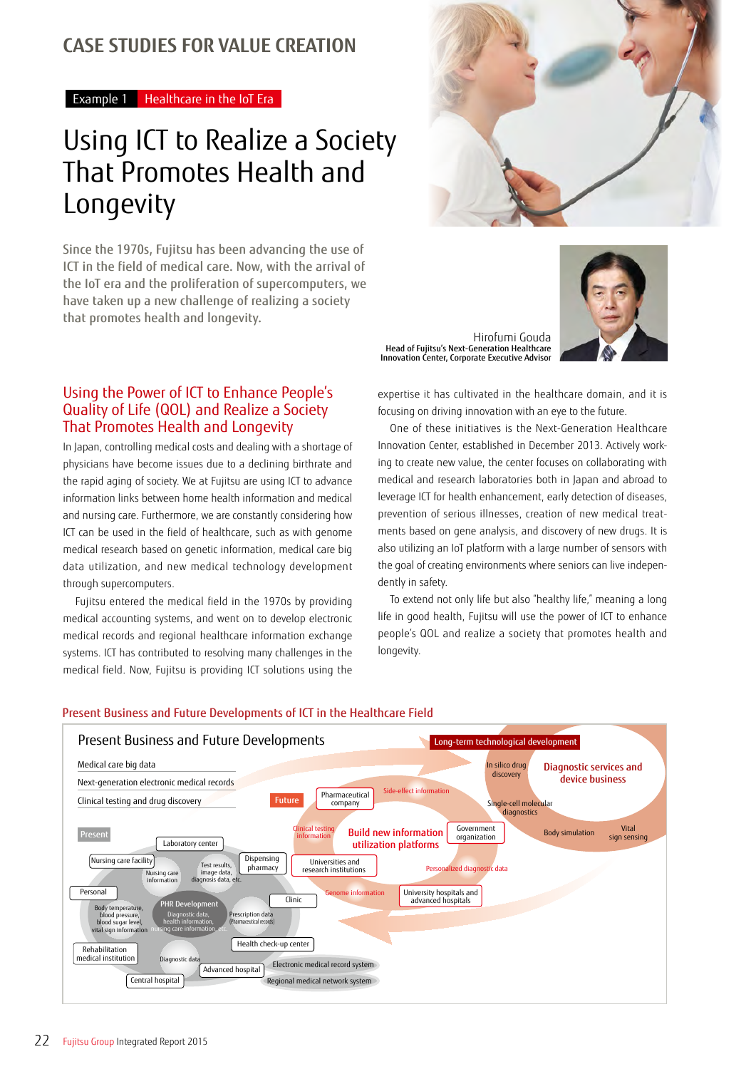# CASE STUDIES FOR VALUE CREATION

Example 1 Healthcare in the IoT Era

## Using ICT to Realize a Society That Promotes Health and Longevity

Since the 1970s, Fujitsu has been advancing the use of ICT in the field of medical care. Now, with the arrival of the IoT era and the proliferation of supercomputers, we have taken up a new challenge of realizing a society that promotes health and longevity.

Hirofumi Gouda
Head of Fujitsu's Next-Generation Healthcare Innovation Center, Corporate Executive Advisor

### Using the Power of ICT to Enhance People's Quality of Life (QOL) and Realize a Society That Promotes Health and Longevity

In Japan, controlling medical costs and dealing with a shortage of physicians have become issues due to a declining birthrate and the rapid aging of society. We at Fujitsu are using ICT to advance information links between home health information and medical and nursing care. Furthermore, we are constantly considering how ICT can be used in the field of healthcare, such as with genome medical research based on genetic information, medical care big data utilization, and new medical technology development through supercomputers.

Fujitsu entered the medical field in the 1970s by providing medical accounting systems, and went on to develop electronic medical records and regional healthcare information exchange systems. ICT has contributed to resolving many challenges in the medical field. Now, Fujitsu is providing ICT solutions using the expertise it has cultivated in the healthcare domain, and it is focusing on driving innovation with an eye to the future.

One of these initiatives is the Next-Generation Healthcare Innovation Center, established in December 2013. Actively working to create new value, the center focuses on collaborating with medical and research laboratories both in Japan and abroad to leverage ICT for health enhancement, early detection of diseases, prevention of serious illnesses, creation of new medical treatments based on gene analysis, and discovery of new drugs. It is also utilizing an IoT platform with a large number of sensors with the goal of creating environments where seniors can live independently in safety.

To extend not only life but also "healthy life," meaning a long life in good health, Fujitsu will use the power of ICT to enhance people's QOL and realize a society that promotes health and longevity.

### Present Business and Future Developments of ICT in the Healthcare Field

**Present Business and Future Developments**

- Medical care big data
- Next-generation electronic medical records
- Clinical testing and drug discovery

**Long-term technological development**

- Diagnostic services and device business
- In silico drug discovery
- Single-cell molecular diagnostics
- Body simulation
- Vital sign sensing

**Future**

- Build new information utilization platforms
- Pharmaceutical company
- Side-effect information
- Clinical testing information
- Government organization
- Universities and research institutions
- Personalized diagnostic data
- Genome information
- University hospitals and advanced hospitals

**Present**

- PHR Development: Diagnostic data, health information, nursing care information, etc.
- Laboratory center
- Nursing care facility
- Nursing care information
- Test results, image data, diagnosis data, etc.
- Dispensing pharmacy
- Personal
- Body temperature, blood pressure, blood sugar level, vital sign information
- Clinic
- Prescription data (Pharmaceutical records)
- Rehabilitation medical institution
- Diagnostic data
- Health check-up center
- Advanced hospital
- Central hospital
- Electronic medical record system
- Regional medical network system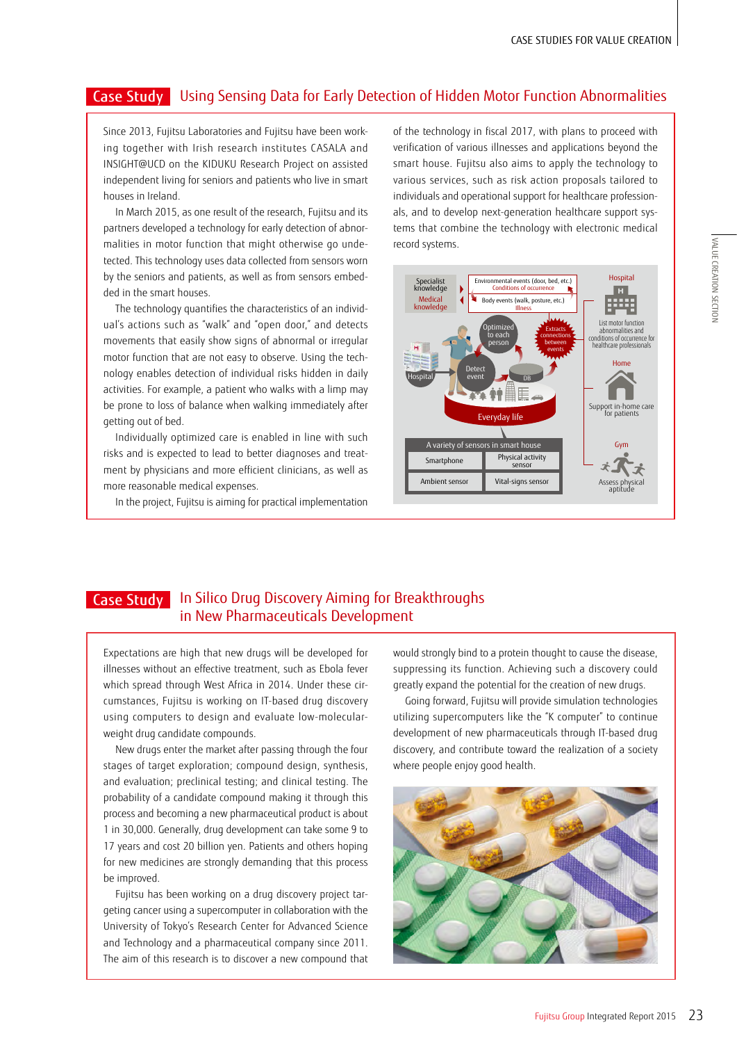## Case Study Using Sensing Data for Early Detection of Hidden Motor Function Abnormalities

Since 2013, Fujitsu Laboratories and Fujitsu have been working together with Irish research institutes CASALA and INSIGHT@UCD on the KIDUKU Research Project on assisted independent living for seniors and patients who live in smart houses in Ireland.

In March 2015, as one result of the research, Fujitsu and its partners developed a technology for early detection of abnormalities in motor function that might otherwise go undetected. This technology uses data collected from sensors worn by the seniors and patients, as well as from sensors embedded in the smart houses.

The technology quantifies the characteristics of an individual's actions such as "walk" and "open door," and detects movements that easily show signs of abnormal or irregular motor function that are not easy to observe. Using the technology enables detection of individual risks hidden in daily activities. For example, a patient who walks with a limp may be prone to loss of balance when walking immediately after getting out of bed.

Individually optimized care is enabled in line with such risks and is expected to lead to better diagnoses and treatment by physicians and more efficient clinicians, as well as more reasonable medical expenses.

In the project, Fujitsu is aiming for practical implementation of the technology in fiscal 2017, with plans to proceed with verification of various illnesses and applications beyond the smart house. Fujitsu also aims to apply the technology to various services, such as risk action proposals tailored to individuals and operational support for healthcare professionals, and to develop next-generation healthcare support systems that combine the technology with electronic medical record systems.

Specialist knowledge
Medical knowledge
Environmental events (door, bed, etc.)
Conditions of occurrence
Body events (walk, posture, etc.)
Illness
Optimized to each person
Extracts connections between events
Hospital
Detect event
DB
Everyday life
A variety of sensors in smart house
Smartphone | Physical activity sensor
Ambient sensor | Vital-signs sensor
Hospital
List motor function abnormalities and conditions of occurrence for healthcare professionals
Home
Support in-home care for patients
Gym
Assess physical aptitude

## Case Study In Silico Drug Discovery Aiming for Breakthroughs in New Pharmaceuticals Development

Expectations are high that new drugs will be developed for illnesses without an effective treatment, such as Ebola fever which spread through West Africa in 2014. Under these circumstances, Fujitsu is working on IT-based drug discovery using computers to design and evaluate low-molecular-weight drug candidate compounds.

New drugs enter the market after passing through the four stages of target exploration; compound design, synthesis, and evaluation; preclinical testing; and clinical testing. The probability of a candidate compound making it through this process and becoming a new pharmaceutical product is about 1 in 30,000. Generally, drug development can take some 9 to 17 years and cost 20 billion yen. Patients and others hoping for new medicines are strongly demanding that this process be improved.

Fujitsu has been working on a drug discovery project targeting cancer using a supercomputer in collaboration with the University of Tokyo's Research Center for Advanced Science and Technology and a pharmaceutical company since 2011. The aim of this research is to discover a new compound that would strongly bind to a protein thought to cause the disease, suppressing its function. Achieving such a discovery could greatly expand the potential for the creation of new drugs.

Going forward, Fujitsu will provide simulation technologies utilizing supercomputers like the "K computer" to continue development of new pharmaceuticals through IT-based drug discovery, and contribute toward the realization of a society where people enjoy good health.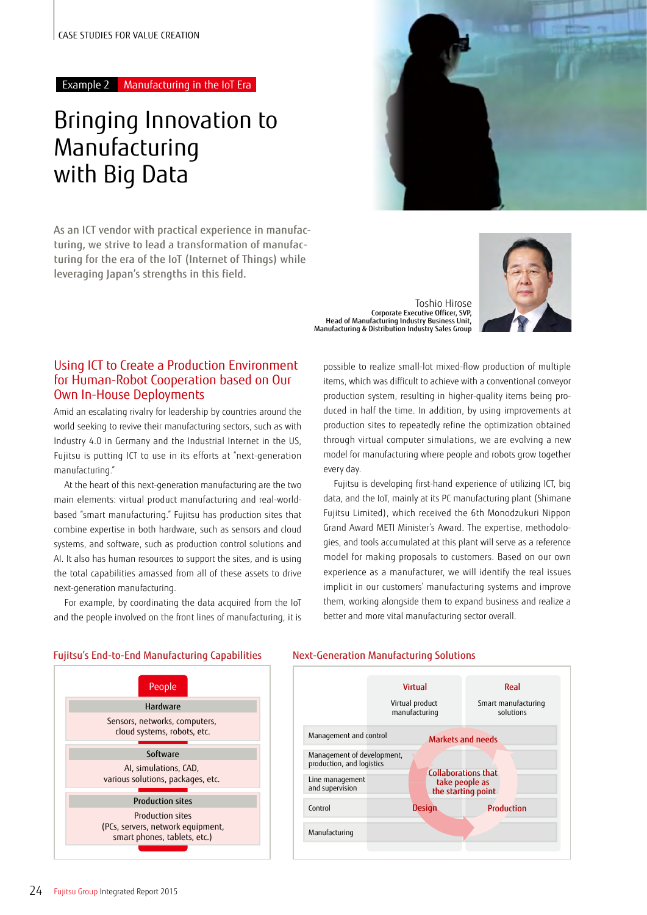CASE STUDIES FOR VALUE CREATION

Example 2 Manufacturing in the IoT Era

# Bringing Innovation to Manufacturing with Big Data

As an ICT vendor with practical experience in manufacturing, we strive to lead a transformation of manufacturing for the era of the IoT (Internet of Things) while leveraging Japan's strengths in this field.

Toshio Hirose
Corporate Executive Officer, SVP,
Head of Manufacturing Industry Business Unit,
Manufacturing & Distribution Industry Sales Group

## Using ICT to Create a Production Environment for Human-Robot Cooperation based on Our Own In-House Deployments

Amid an escalating rivalry for leadership by countries around the world seeking to revive their manufacturing sectors, such as with Industry 4.0 in Germany and the Industrial Internet in the US, Fujitsu is putting ICT to use in its efforts at "next-generation manufacturing."

At the heart of this next-generation manufacturing are the two main elements: virtual product manufacturing and real-world-based "smart manufacturing." Fujitsu has production sites that combine expertise in both hardware, such as sensors and cloud systems, and software, such as production control solutions and AI. It also has human resources to support the sites, and is using the total capabilities amassed from all of these assets to drive next-generation manufacturing.

For example, by coordinating the data acquired from the IoT and the people involved on the front lines of manufacturing, it is possible to realize small-lot mixed-flow production of multiple items, which was difficult to achieve with a conventional conveyor production system, resulting in higher-quality items being produced in half the time. In addition, by using improvements at production sites to repeatedly refine the optimization obtained through virtual computer simulations, we are evolving a new model for manufacturing where people and robots grow together every day.

Fujitsu is developing first-hand experience of utilizing ICT, big data, and the IoT, mainly at its PC manufacturing plant (Shimane Fujitsu Limited), which received the 6th Monodzukuri Nippon Grand Award METI Minister's Award. The expertise, methodologies, and tools accumulated at this plant will serve as a reference model for making proposals to customers. Based on our own experience as a manufacturer, we will identify the real issues implicit in our customers' manufacturing systems and improve them, working alongside them to expand business and realize a better and more vital manufacturing sector overall.

### Fujitsu's End-to-End Manufacturing Capabilities

**People**

| Hardware |
|---|
| Sensors, networks, computers, cloud systems, robots, etc. |

| Software |
|---|
| AI, simulations, CAD, various solutions, packages, etc. |

| Production sites |
|---|
| Production sites (PCs, servers, network equipment, smart phones, tablets, etc.) |

### Next-Generation Manufacturing Solutions

| | Virtual<br>Virtual product manufacturing | Real<br>Smart manufacturing solutions |
|---|---|---|
| Management and control | | |
| Management of development, production, and logistics | | |
| Line management and supervision | | |
| Control | | |
| Manufacturing | | |

Markets and needs → Design → Production — Collaborations that take people as the starting point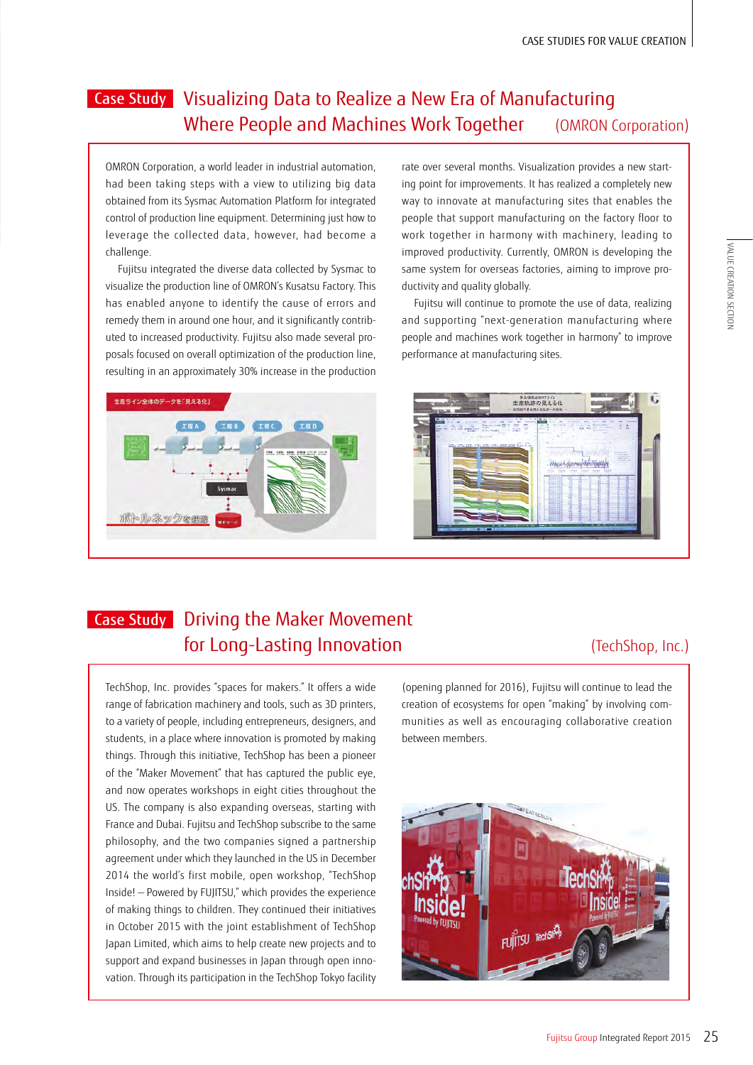## Case Study Visualizing Data to Realize a New Era of Manufacturing Where People and Machines Work Together (OMRON Corporation)

OMRON Corporation, a world leader in industrial automation, had been taking steps with a view to utilizing big data obtained from its Sysmac Automation Platform for integrated control of production line equipment. Determining just how to leverage the collected data, however, had become a challenge.

Fujitsu integrated the diverse data collected by Sysmac to visualize the production line of OMRON's Kusatsu Factory. This has enabled anyone to identify the cause of errors and remedy them in around one hour, and it significantly contributed to increased productivity. Fujitsu also made several proposals focused on overall optimization of the production line, resulting in an approximately 30% increase in the production rate over several months. Visualization provides a new starting point for improvements. It has realized a completely new way to innovate at manufacturing sites that enables the people that support manufacturing on the factory floor to work together in harmony with machinery, leading to improved productivity. Currently, OMRON is developing the same system for overseas factories, aiming to improve productivity and quality globally.

Fujitsu will continue to promote the use of data, realizing and supporting "next-generation manufacturing where people and machines work together in harmony" to improve performance at manufacturing sites.

## Case Study Driving the Maker Movement for Long-Lasting Innovation (TechShop, Inc.)

TechShop, Inc. provides "spaces for makers." It offers a wide range of fabrication machinery and tools, such as 3D printers, to a variety of people, including entrepreneurs, designers, and students, in a place where innovation is promoted by making things. Through this initiative, TechShop has been a pioneer of the "Maker Movement" that has captured the public eye, and now operates workshops in eight cities throughout the US. The company is also expanding overseas, starting with France and Dubai. Fujitsu and TechShop subscribe to the same philosophy, and the two companies signed a partnership agreement under which they launched in the US in December 2014 the world's first mobile, open workshop, "TechShop Inside! – Powered by FUJITSU," which provides the experience of making things to children. They continued their initiatives in October 2015 with the joint establishment of TechShop Japan Limited, which aims to help create new projects and to support and expand businesses in Japan through open innovation. Through its participation in the TechShop Tokyo facility (opening planned for 2016), Fujitsu will continue to lead the creation of ecosystems for open "making" by involving communities as well as encouraging collaborative creation between members.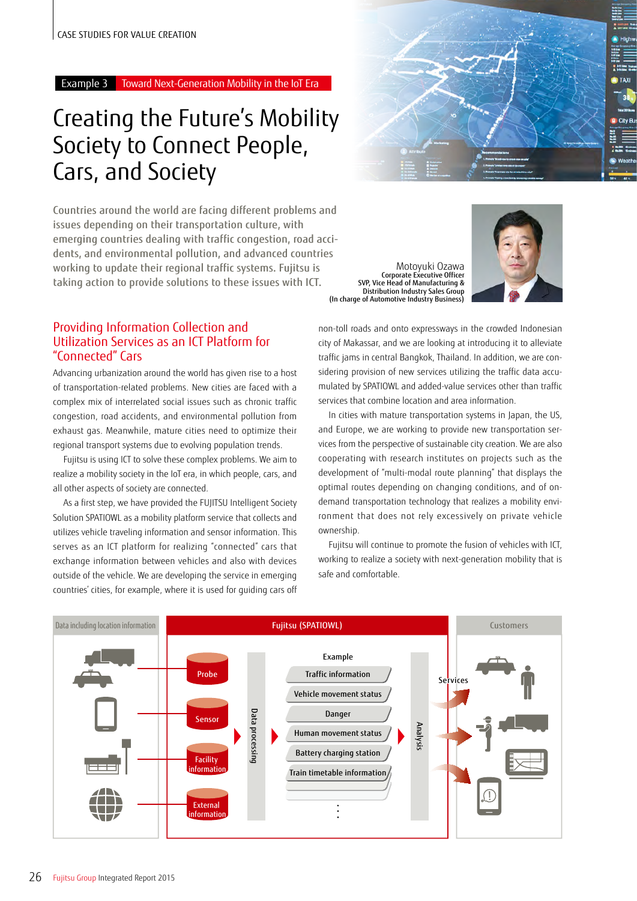CASE STUDIES FOR VALUE CREATION

Example 3 Toward Next-Generation Mobility in the IoT Era

# Creating the Future's Mobility Society to Connect People, Cars, and Society

Countries around the world are facing different problems and issues depending on their transportation culture, with emerging countries dealing with traffic congestion, road accidents, and environmental pollution, and advanced countries working to update their regional traffic systems. Fujitsu is taking action to provide solutions to these issues with ICT.

Motoyuki Ozawa
Corporate Executive Officer
SVP, Vice Head of Manufacturing & Distribution Industry Sales Group
(In charge of Automotive Industry Business)

## Providing Information Collection and Utilization Services as an ICT Platform for "Connected" Cars

Advancing urbanization around the world has given rise to a host of transportation-related problems. New cities are faced with a complex mix of interrelated social issues such as chronic traffic congestion, road accidents, and environmental pollution from exhaust gas. Meanwhile, mature cities need to optimize their regional transport systems due to evolving population trends.

Fujitsu is using ICT to solve these complex problems. We aim to realize a mobility society in the IoT era, in which people, cars, and all other aspects of society are connected.

As a first step, we have provided the FUJITSU Intelligent Society Solution SPATIOWL as a mobility platform service that collects and utilizes vehicle traveling information and sensor information. This serves as an ICT platform for realizing "connected" cars that exchange information between vehicles and also with devices outside of the vehicle. We are developing the service in emerging countries' cities, for example, where it is used for guiding cars off non-toll roads and onto expressways in the crowded Indonesian city of Makassar, and we are looking at introducing it to alleviate traffic jams in central Bangkok, Thailand. In addition, we are considering provision of new services utilizing the traffic data accumulated by SPATIOWL and added-value services other than traffic services that combine location and area information.

In cities with mature transportation systems in Japan, the US, and Europe, we are working to provide new transportation services from the perspective of sustainable city creation. We are also cooperating with research institutes on projects such as the development of "multi-modal route planning" that displays the optimal routes depending on changing conditions, and of on-demand transportation technology that realizes a mobility environment that does not rely excessively on private vehicle ownership.

Fujitsu will continue to promote the fusion of vehicles with ICT, working to realize a society with next-generation mobility that is safe and comfortable.

Data including location information

Fujitsu (SPATIOWL)

- Probe
- Sensor
- Facility information
- External information

Data processing

Example
- Traffic information
- Vehicle movement status
- Danger
- Human movement status
- Battery charging station
- Train timetable information
- ⋮

Analysis

Services

Customers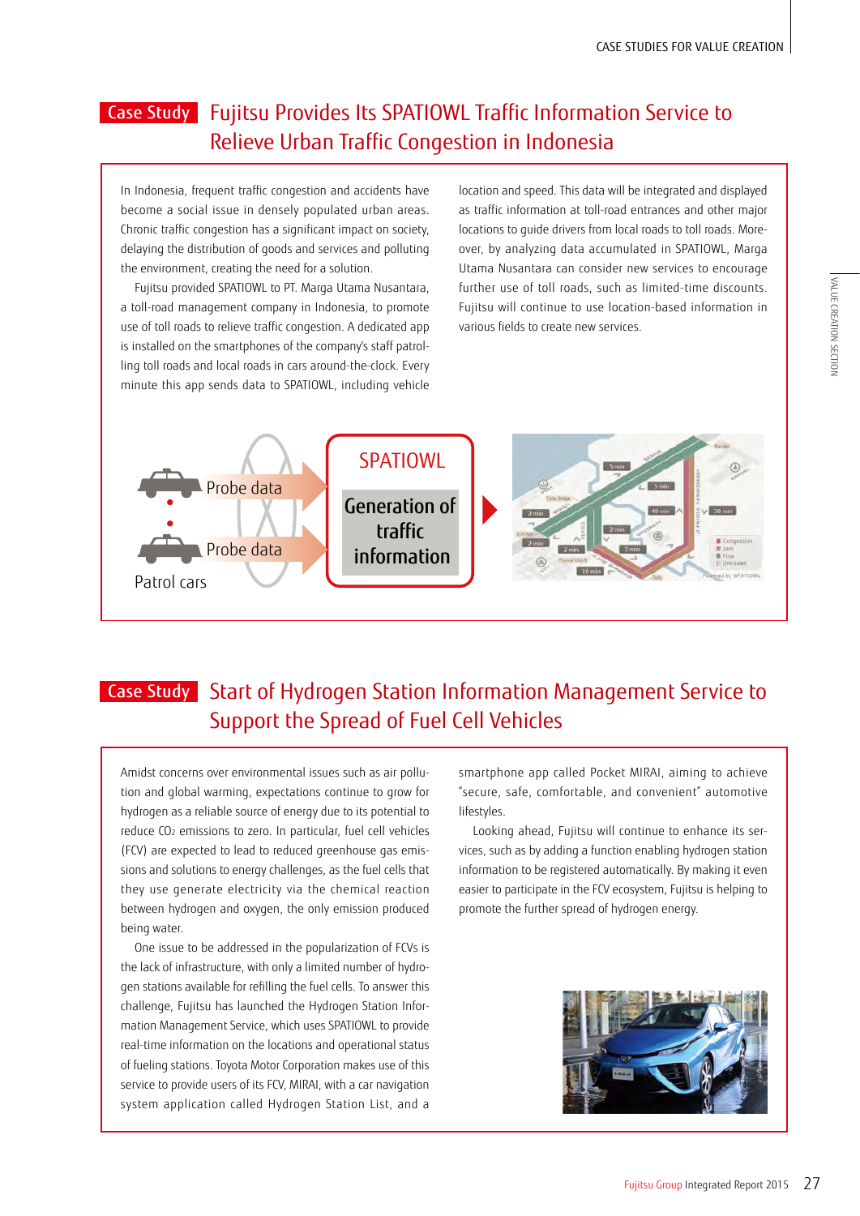## Case Study Fujitsu Provides Its SPATIOWL Traffic Information Service to Relieve Urban Traffic Congestion in Indonesia

In Indonesia, frequent traffic congestion and accidents have become a social issue in densely populated urban areas. Chronic traffic congestion has a significant impact on society, delaying the distribution of goods and services and polluting the environment, creating the need for a solution.

Fujitsu provided SPATIOWL to PT. Marga Utama Nusantara, a toll-road management company in Indonesia, to promote use of toll roads to relieve traffic congestion. A dedicated app is installed on the smartphones of the company's staff patrolling toll roads and local roads in cars around-the-clock. Every minute this app sends data to SPATIOWL, including vehicle location and speed. This data will be integrated and displayed as traffic information at toll-road entrances and other major locations to guide drivers from local roads to toll roads. Moreover, by analyzing data accumulated in SPATIOWL, Marga Utama Nusantara can consider new services to encourage further use of toll roads, such as limited-time discounts. Fujitsu will continue to use location-based information in various fields to create new services.

Patrol cars

Probe data

Probe data

SPATIOWL

Generation of traffic information

## Case Study Start of Hydrogen Station Information Management Service to Support the Spread of Fuel Cell Vehicles

Amidst concerns over environmental issues such as air pollution and global warming, expectations continue to grow for hydrogen as a reliable source of energy due to its potential to reduce $CO_2$ emissions to zero. In particular, fuel cell vehicles (FCV) are expected to lead to reduced greenhouse gas emissions and solutions to energy challenges, as the fuel cells that they use generate electricity via the chemical reaction between hydrogen and oxygen, the only emission produced being water.

One issue to be addressed in the popularization of FCVs is the lack of infrastructure, with only a limited number of hydrogen stations available for refilling the fuel cells. To answer this challenge, Fujitsu has launched the Hydrogen Station Information Management Service, which uses SPATIOWL to provide real-time information on the locations and operational status of fueling stations. Toyota Motor Corporation makes use of this service to provide users of its FCV, MIRAI, with a car navigation system application called Hydrogen Station List, and a smartphone app called Pocket MIRAI, aiming to achieve "secure, safe, comfortable, and convenient" automotive lifestyles.

Looking ahead, Fujitsu will continue to enhance its services, such as by adding a function enabling hydrogen station information to be registered automatically. By making it even easier to participate in the FCV ecosystem, Fujitsu is helping to promote the further spread of hydrogen energy.